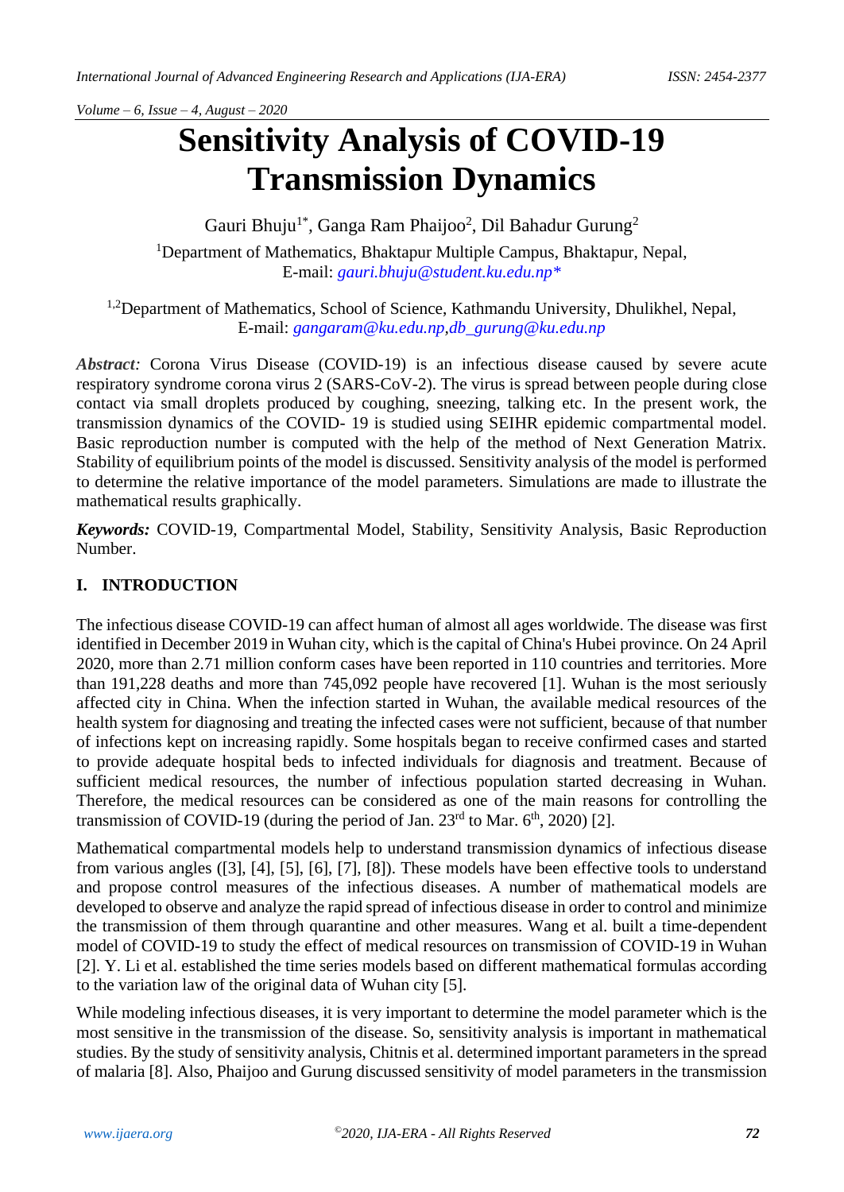# Sensitivity Analysis of COVID-19 Transmission Dynamics

Gauri Bhuju[1*], Ganga Ram Phaijoo[2], Dil Bahadur Gurung[2]

[1]Department of Mathematics, Bhaktapur Multiple Campus, Bhaktapur, Nepal, E-mail: *gauri.bhuju@student.ku.edu.np**

[1,2]Department of Mathematics, School of Science, Kathmandu University, Dhulikhel, Nepal, E-mail: *gangaram@ku.edu.np*,*db_gurung@ku.edu.np*

***Abstract:*** Corona Virus Disease (COVID-19) is an infectious disease caused by severe acute respiratory syndrome corona virus 2 (SARS-CoV-2). The virus is spread between people during close contact via small droplets produced by coughing, sneezing, talking etc. In the present work, the transmission dynamics of the COVID- 19 is studied using SEIHR epidemic compartmental model. Basic reproduction number is computed with the help of the method of Next Generation Matrix. Stability of equilibrium points of the model is discussed. Sensitivity analysis of the model is performed to determine the relative importance of the model parameters. Simulations are made to illustrate the mathematical results graphically.

***Keywords:*** COVID-19, Compartmental Model, Stability, Sensitivity Analysis, Basic Reproduction Number.

## I. INTRODUCTION

The infectious disease COVID-19 can affect human of almost all ages worldwide. The disease was first identified in December 2019 in Wuhan city, which is the capital of China's Hubei province. On 24 April 2020, more than 2.71 million conform cases have been reported in 110 countries and territories. More than 191,228 deaths and more than 745,092 people have recovered [1]. Wuhan is the most seriously affected city in China. When the infection started in Wuhan, the available medical resources of the health system for diagnosing and treating the infected cases were not sufficient, because of that number of infections kept on increasing rapidly. Some hospitals began to receive confirmed cases and started to provide adequate hospital beds to infected individuals for diagnosis and treatment. Because of sufficient medical resources, the number of infectious population started decreasing in Wuhan. Therefore, the medical resources can be considered as one of the main reasons for controlling the transmission of COVID-19 (during the period of Jan. 23rd to Mar. 6th, 2020) [2].

Mathematical compartmental models help to understand transmission dynamics of infectious disease from various angles ([3], [4], [5], [6], [7], [8]). These models have been effective tools to understand and propose control measures of the infectious diseases. A number of mathematical models are developed to observe and analyze the rapid spread of infectious disease in order to control and minimize the transmission of them through quarantine and other measures. Wang et al. built a time-dependent model of COVID-19 to study the effect of medical resources on transmission of COVID-19 in Wuhan [2]. Y. Li et al. established the time series models based on different mathematical formulas according to the variation law of the original data of Wuhan city [5].

While modeling infectious diseases, it is very important to determine the model parameter which is the most sensitive in the transmission of the disease. So, sensitivity analysis is important in mathematical studies. By the study of sensitivity analysis, Chitnis et al. determined important parameters in the spread of malaria [8]. Also, Phaijoo and Gurung discussed sensitivity of model parameters in the transmission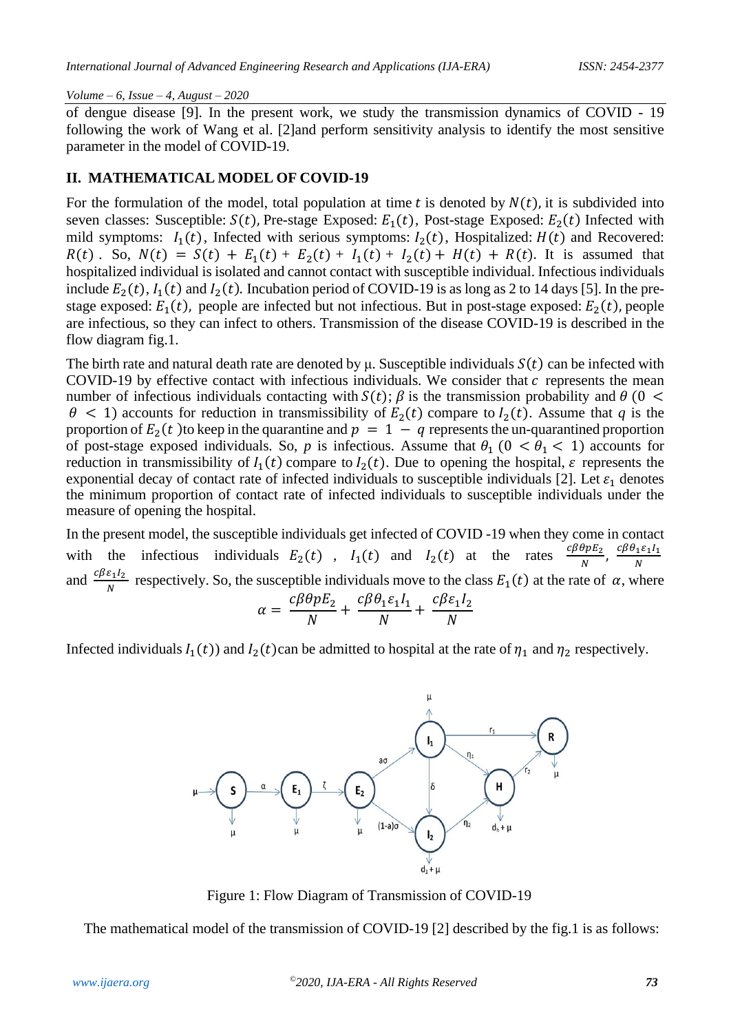of dengue disease [9]. In the present work, we study the transmission dynamics of COVID - 19 following the work of Wang et al. [2]and perform sensitivity analysis to identify the most sensitive parameter in the model of COVID-19.

## II. MATHEMATICAL MODEL OF COVID-19

For the formulation of the model, total population at time $t$ is denoted by $N(t)$, it is subdivided into seven classes: Susceptible: $S(t)$, Pre-stage Exposed: $E_1(t)$, Post-stage Exposed: $E_2(t)$ Infected with mild symptoms: $I_1(t)$, Infected with serious symptoms: $I_2(t)$, Hospitalized: $H(t)$ and Recovered: $R(t)$. So, $N(t) = S(t) + E_1(t) + E_2(t) + I_1(t) + I_2(t) + H(t) + R(t)$. It is assumed that hospitalized individual is isolated and cannot contact with susceptible individual. Infectious individuals include $E_2(t)$, $I_1(t)$ and $I_2(t)$. Incubation period of COVID-19 is as long as 2 to 14 days [5]. In the pre-stage exposed: $E_1(t)$, people are infected but not infectious. But in post-stage exposed: $E_2(t)$, people are infectious, so they can infect to others. Transmission of the disease COVID-19 is described in the flow diagram fig.1.

The birth rate and natural death rate are denoted by μ. Susceptible individuals $S(t)$ can be infected with COVID-19 by effective contact with infectious individuals. We consider that $c$ represents the mean number of infectious individuals contacting with $S(t)$; $\beta$ is the transmission probability and $\theta$ $(0 < \theta < 1)$ accounts for reduction in transmissibility of $E_2(t)$ compare to $I_2(t)$. Assume that $q$ is the proportion of $E_2(t)$ to keep in the quarantine and $p = 1 - q$ represents the un-quarantined proportion of post-stage exposed individuals. So, $p$ is infectious. Assume that $\theta_1$ $(0 < \theta_1 < 1)$ accounts for reduction in transmissibility of $I_1(t)$ compare to $I_2(t)$. Due to opening the hospital, $\varepsilon$ represents the exponential decay of contact rate of infected individuals to susceptible individuals [2]. Let $\varepsilon_1$ denotes the minimum proportion of contact rate of infected individuals to susceptible individuals under the measure of opening the hospital.

In the present model, the susceptible individuals get infected of COVID -19 when they come in contact with the infectious individuals $E_2(t)$, $I_1(t)$ and $I_2(t)$ at the rates $\frac{c\beta\theta pE_2}{N}$, $\frac{c\beta\theta_1\varepsilon_1 I_1}{N}$ and $\frac{c\beta\varepsilon_1 I_2}{N}$ respectively. So, the susceptible individuals move to the class $E_1(t)$ at the rate of $\alpha$, where

$$\alpha = \frac{c\beta\theta pE_2}{N} + \frac{c\beta\theta_1\varepsilon_1 I_1}{N} + \frac{c\beta\varepsilon_1 I_2}{N}$$

Infected individuals $I_1(t)$) and $I_2(t)$ can be admitted to hospital at the rate of $\eta_1$ and $\eta_2$ respectively.

Figure 1: Flow Diagram of Transmission of COVID-19

The mathematical model of the transmission of COVID-19 [2] described by the fig.1 is as follows: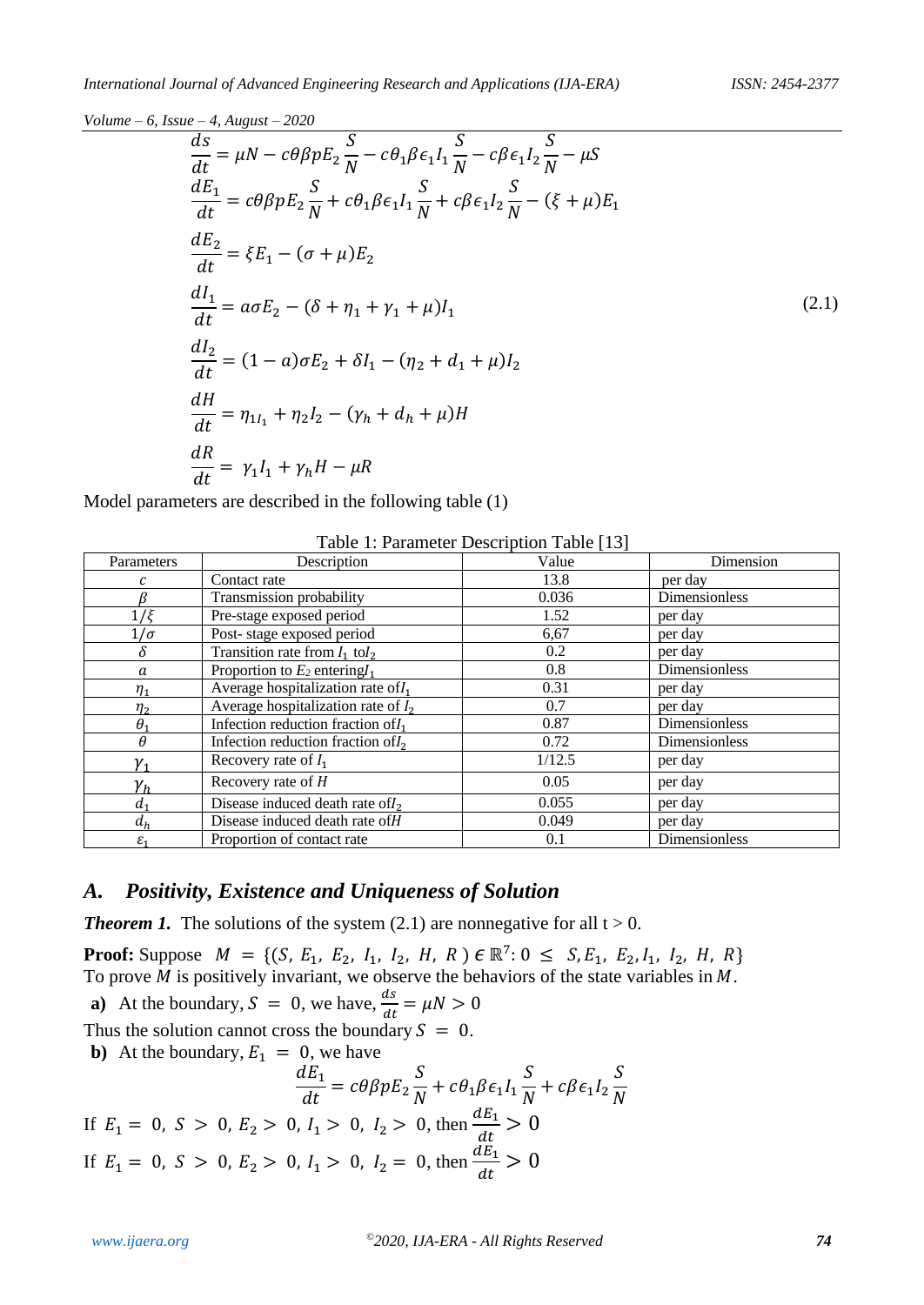$$
\begin{aligned}
\frac{ds}{dt} &= \mu N - c\theta\beta p E_2 \frac{S}{N} - c\theta_1\beta\epsilon_1 I_1 \frac{S}{N} - c\beta\epsilon_1 I_2 \frac{S}{N} - \mu S \\
\frac{dE_1}{dt} &= c\theta\beta p E_2 \frac{S}{N} + c\theta_1\beta\epsilon_1 I_1 \frac{S}{N} + c\beta\epsilon_1 I_2 \frac{S}{N} - (\xi + \mu) E_1 \\
\frac{dE_2}{dt} &= \xi E_1 - (\sigma + \mu) E_2 \\
\frac{dI_1}{dt} &= a\sigma E_2 - (\delta + \eta_1 + \gamma_1 + \mu) I_1 \\
\frac{dI_2}{dt} &= (1-a)\sigma E_2 + \delta I_1 - (\eta_2 + d_1 + \mu) I_2 \\
\frac{dH}{dt} &= \eta_{1I_1} + \eta_2 I_2 - (\gamma_h + d_h + \mu) H \\
\frac{dR}{dt} &= \gamma_1 I_1 + \gamma_h H - \mu R
\end{aligned}
\tag{2.1}
$$

Model parameters are described in the following table (1)

Table 1: Parameter Description Table [13]

| Parameters | Description | Value | Dimension |
|---|---|---|---|
| $c$ | Contact rate | 13.8 | per day |
| $\beta$ | Transmission probability | 0.036 | Dimensionless |
| $1/\xi$ | Pre-stage exposed period | 1.52 | per day |
| $1/\sigma$ | Post- stage exposed period | 6,67 | per day |
| $\delta$ | Transition rate from $I_1$ to $I_2$ | 0.2 | per day |
| $a$ | Proportion to $E_2$ entering $I_1$ | 0.8 | Dimensionless |
| $\eta_1$ | Average hospitalization rate of $I_1$ | 0.31 | per day |
| $\eta_2$ | Average hospitalization rate of $I_2$ | 0.7 | per day |
| $\theta_1$ | Infection reduction fraction of $I_1$ | 0.87 | Dimensionless |
| $\theta$ | Infection reduction fraction of $I_2$ | 0.72 | Dimensionless |
| $\gamma_1$ | Recovery rate of $I_1$ | 1/12.5 | per day |
| $\gamma_h$ | Recovery rate of $H$ | 0.05 | per day |
| $d_1$ | Disease induced death rate of $I_2$ | 0.055 | per day |
| $d_h$ | Disease induced death rate of $H$ | 0.049 | per day |
| $\varepsilon_1$ | Proportion of contact rate | 0.1 | Dimensionless |

## A. *Positivity, Existence and Uniqueness of Solution*

***Theorem 1.*** The solutions of the system (2.1) are nonnegative for all $t > 0$.

**Proof:** Suppose $M = \{(S, E_1, E_2, I_1, I_2, H, R) \in \mathbb{R}^7 : 0 \leq S, E_1, E_2, I_1, I_2, H, R\}$
To prove $M$ is positively invariant, we observe the behaviors of the state variables in $M$.

**a)** At the boundary, $S = 0$, we have, $\frac{ds}{dt} = \mu N > 0$

Thus the solution cannot cross the boundary $S = 0$.

**b)** At the boundary, $E_1 = 0$, we have

$$\frac{dE_1}{dt} = c\theta\beta p E_2 \frac{S}{N} + c\theta_1\beta\epsilon_1 I_1 \frac{S}{N} + c\beta\epsilon_1 I_2 \frac{S}{N}$$

If $E_1 = 0,\ S > 0,\ E_2 > 0,\ I_1 > 0,\ I_2 > 0$, then $\frac{dE_1}{dt} > 0$

If $E_1 = 0,\ S > 0,\ E_2 > 0,\ I_1 > 0,\ I_2 = 0$, then $\frac{dE_1}{dt} > 0$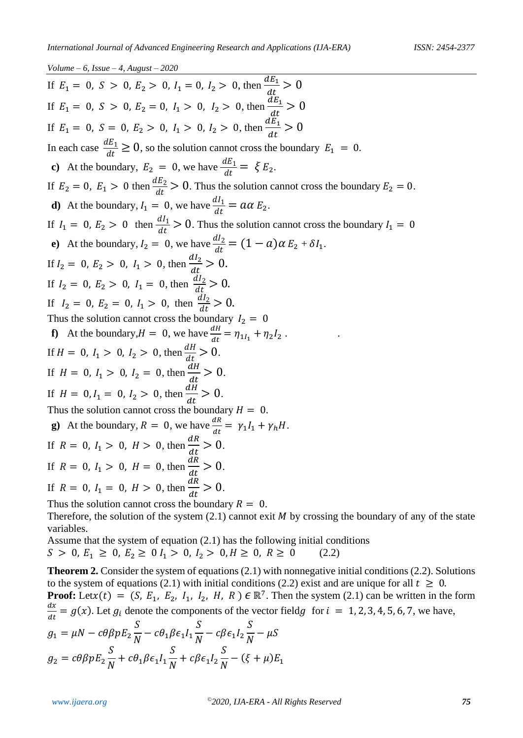If $E_1 = 0,\ S > 0,\ E_2 > 0,\ I_1 = 0,\ I_2 > 0$, then $\frac{dE_1}{dt} > 0$

If $E_1 = 0,\ S > 0,\ E_2 = 0,\ I_1 > 0,\ I_2 > 0$, then $\frac{dE_1}{dt} > 0$

If $E_1 = 0,\ S = 0,\ E_2 > 0,\ I_1 > 0,\ I_2 > 0$, then $\frac{dE_1}{dt} > 0$

In each case $\frac{dE_1}{dt} \geq 0$, so the solution cannot cross the boundary $E_1 = 0$.

**c)** At the boundary, $E_2 = 0$, we have $\frac{dE_1}{dt} = \xi E_2$.

If $E_2 = 0,\ E_1 > 0$ then $\frac{dE_2}{dt} > 0$. Thus the solution cannot cross the boundary $E_2 = 0$.

**d)** At the boundary, $I_1 = 0$, we have $\frac{dI_1}{dt} = a\alpha E_2$.

If $I_1 = 0,\ E_2 > 0$ then $\frac{dI_1}{dt} > 0$. Thus the solution cannot cross the boundary $I_1 = 0$

**e)** At the boundary, $I_2 = 0$, we have $\frac{dI_2}{dt} = (1-a)\alpha E_2 + \delta I_1$.

If $I_2 = 0,\ E_2 > 0,\ I_1 > 0$, then $\frac{dI_2}{dt} > 0$.

If $I_2 = 0,\ E_2 > 0,\ I_1 = 0$, then $\frac{dI_2}{dt} > 0$.

If $I_2 = 0,\ E_2 = 0,\ I_1 > 0$, then $\frac{dI_2}{dt} > 0$.

Thus the solution cannot cross the boundary $I_2 = 0$

**f)** At the boundary, $H = 0$, we have $\frac{dH}{dt} = \eta_{1I_1} + \eta_2 I_2$ .

If $H = 0,\ I_1 > 0,\ I_2 > 0$, then $\frac{dH}{dt} > 0$.

If $H = 0,\ I_1 > 0,\ I_2 = 0$, then $\frac{dH}{dt} > 0$.

If $H = 0, I_1 = 0,\ I_2 > 0$, then $\frac{dH}{dt} > 0$.

Thus the solution cannot cross the boundary $H = 0$.

**g)** At the boundary, $R = 0$, we have $\frac{dR}{dt} = \gamma_1 I_1 + \gamma_h H$.

If $R = 0,\ I_1 > 0,\ H > 0$, then $\frac{dR}{dt} > 0$.

If $R = 0,\ I_1 > 0,\ H = 0$, then $\frac{dR}{dt} > 0$.

If $R = 0,\ I_1 = 0,\ H > 0$, then $\frac{dR}{dt} > 0$.

Thus the solution cannot cross the boundary $R = 0$.

Therefore, the solution of the system (2.1) cannot exit $M$ by crossing the boundary of any of the state variables.

Assume that the system of equation (2.1) has the following initial conditions

$S > 0,\ E_1 \geq 0,\ E_2 \geq 0\ I_1 > 0,\ I_2 > 0, H \geq 0,\ R \geq 0$ (2.2)

**Theorem 2.** Consider the system of equations (2.1) with nonnegative initial conditions (2.2). Solutions to the system of equations (2.1) with initial conditions (2.2) exist and are unique for all $t \geq 0$.

**Proof:** Let $x(t) = (S,\ E_1,\ E_2,\ I_1,\ I_2,\ H,\ R\ ) \in \mathbb{R}^7$. Then the system (2.1) can be written in the form $\frac{dx}{dt} = g(x)$. Let $g_i$ denote the components of the vector field $g$ for $i = 1, 2, 3, 4, 5, 6, 7$, we have,

$$g_1 = \mu N - c\theta\beta p E_2 \frac{S}{N} - c\theta_1 \beta \epsilon_1 I_1 \frac{S}{N} - c\beta\epsilon_1 I_2 \frac{S}{N} - \mu S$$

$$g_2 = c\theta\beta p E_2 \frac{S}{N} + c\theta_1 \beta \epsilon_1 I_1 \frac{S}{N} + c\beta\epsilon_1 I_2 \frac{S}{N} - (\xi + \mu) E_1$$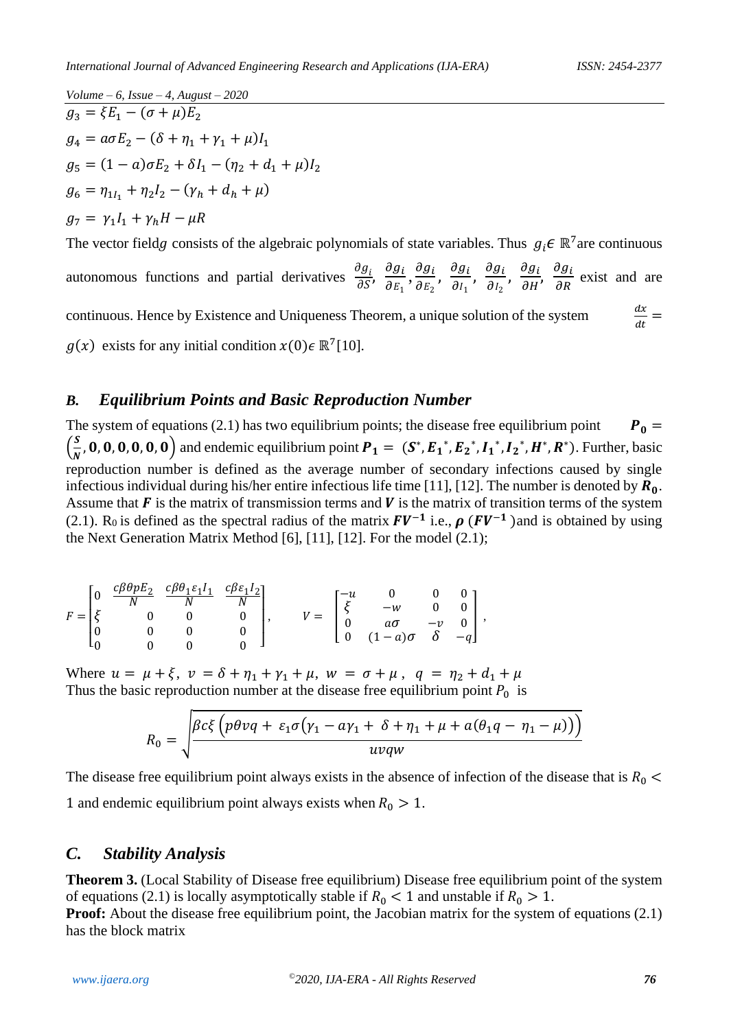$$g_3 = \xi E_1 - (\sigma + \mu)E_2$$

$$g_4 = a\sigma E_2 - (\delta + \eta_1 + \gamma_1 + \mu)I_1$$

$$g_5 = (1-a)\sigma E_2 + \delta I_1 - (\eta_2 + d_1 + \mu)I_2$$

$$g_6 = \eta_{1I_1} + \eta_2 I_2 - (\gamma_h + d_h + \mu)$$

$$g_7 = \gamma_1 I_1 + \gamma_h H - \mu R$$

The vector field$g$ consists of the algebraic polynomials of state variables. Thus $g_i \epsilon\ \mathbb{R}^7$are continuous autonomous functions and partial derivatives $\frac{\partial g_i}{\partial S}, \frac{\partial g_i}{\partial E_1}, \frac{\partial g_i}{\partial E_2}, \frac{\partial g_i}{\partial I_1}, \frac{\partial g_i}{\partial I_2}, \frac{\partial g_i}{\partial H}, \frac{\partial g_i}{\partial R}$ exist and are continuous. Hence by Existence and Uniqueness Theorem, a unique solution of the system $\frac{dx}{dt} = g(x)$ exists for any initial condition $x(0) \epsilon\ \mathbb{R}^7$[10].

## *B. Equilibrium Points and Basic Reproduction Number*

The system of equations (2.1) has two equilibrium points; the disease free equilibrium point $\boldsymbol{P_0} = \left(\frac{\boldsymbol{S}}{\boldsymbol{N}}, \boldsymbol{0}, \boldsymbol{0}, \boldsymbol{0}, \boldsymbol{0}, \boldsymbol{0}, \boldsymbol{0}\right)$ and endemic equilibrium point $\boldsymbol{P_1} = (\boldsymbol{S}^*, \boldsymbol{E_1}^*, \boldsymbol{E_2}^*, \boldsymbol{I_1}^*, \boldsymbol{I_2}^*, \boldsymbol{H}^*, \boldsymbol{R}^*)$. Further, basic reproduction number is defined as the average number of secondary infections caused by single infectious individual during his/her entire infectious life time [11], [12]. The number is denoted by $\boldsymbol{R_0}$. Assume that $\boldsymbol{F}$ is the matrix of transmission terms and $\boldsymbol{V}$ is the matrix of transition terms of the system (2.1). $R_0$ is defined as the spectral radius of the matrix $\boldsymbol{FV^{-1}}$ i.e., $\boldsymbol{\rho}\ (\boldsymbol{FV^{-1}})$and is obtained by using the Next Generation Matrix Method [6], [11], [12]. For the model (2.1);

$$F = \begin{bmatrix} 0 & \frac{c\beta\theta p E_2}{N} & \frac{c\beta\theta_1\varepsilon_1 I_1}{N} & \frac{c\beta\varepsilon_1 I_2}{N} \\ \xi & 0 & 0 & 0 \\ 0 & 0 & 0 & 0 \\ 0 & 0 & 0 & 0 \end{bmatrix}, \qquad V = \begin{bmatrix} -u & 0 & 0 & 0 \\ \xi & -w & 0 & 0 \\ 0 & a\sigma & -v & 0 \\ 0 & (1-a)\sigma & \delta & -q \end{bmatrix},$$

Where $u = \mu + \xi,\ v = \delta + \eta_1 + \gamma_1 + \mu,\ w = \sigma + \mu,\ q = \eta_2 + d_1 + \mu$

Thus the basic reproduction number at the disease free equilibrium point $P_0$ is

$$R_0 = \sqrt{\frac{\beta c\xi\left(p\theta v q + \varepsilon_1\sigma(\gamma_1 - a\gamma_1 + \delta + \eta_1 + \mu + a(\theta_1 q - \eta_1 - \mu))\right)}{uvqw}}$$

The disease free equilibrium point always exists in the absence of infection of the disease that is $R_0 < 1$ and endemic equilibrium point always exists when $R_0 > 1$.

## *C. Stability Analysis*

**Theorem 3.** (Local Stability of Disease free equilibrium) Disease free equilibrium point of the system of equations (2.1) is locally asymptotically stable if $R_0 < 1$ and unstable if $R_0 > 1$.

**Proof:** About the disease free equilibrium point, the Jacobian matrix for the system of equations (2.1) has the block matrix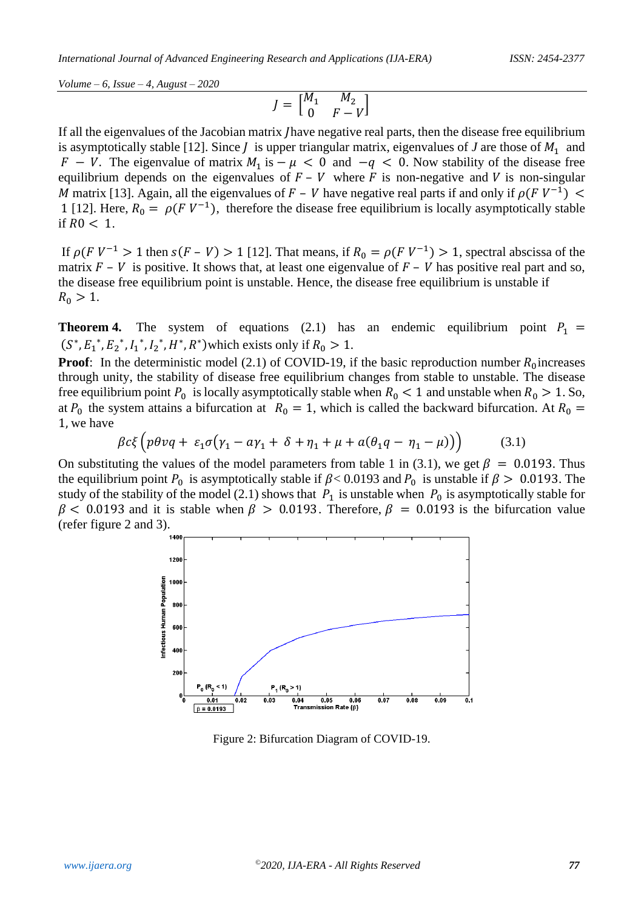$$J = \begin{bmatrix} M_1 & M_2 \\ 0 & F-V \end{bmatrix}$$

If all the eigenvalues of the Jacobian matrix $J$ have negative real parts, then the disease free equilibrium is asymptotically stable [12]. Since $J$ is upper triangular matrix, eigenvalues of $J$ are those of $M_1$ and $F - V$. The eigenvalue of matrix $M_1$ is $-\mu < 0$ and $-q < 0$. Now stability of the disease free equilibrium depends on the eigenvalues of $F - V$ where $F$ is non-negative and $V$ is non-singular $M$ matrix [13]. Again, all the eigenvalues of $F - V$ have negative real parts if and only if $\rho(F\,V^{-1}) < 1$ [12]. Here, $R_0 = \rho(F\,V^{-1})$, therefore the disease free equilibrium is locally asymptotically stable if $R0 < 1$.

If $\rho(F\,V^{-1} > 1$ then $s(F - V) > 1$ [12]. That means, if $R_0 = \rho(F\,V^{-1}) > 1$, spectral abscissa of the matrix $F - V$ is positive. It shows that, at least one eigenvalue of $F - V$ has positive real part and so, the disease free equilibrium point is unstable. Hence, the disease free equilibrium is unstable if $R_0 > 1$.

**Theorem 4.** The system of equations (2.1) has an endemic equilibrium point $P_1 = (S^*, {E_1}^*, {E_2}^*, {I_1}^*, {I_2}^*, H^*, R^*)$ which exists only if $R_0 > 1$.

**Proof**: In the deterministic model (2.1) of COVID-19, if the basic reproduction number $R_0$ increases through unity, the stability of disease free equilibrium changes from stable to unstable. The disease free equilibrium point $P_0$ is locally asymptotically stable when $R_0 < 1$ and unstable when $R_0 > 1$. So, at $P_0$ the system attains a bifurcation at $R_0 = 1$, which is called the backward bifurcation. At $R_0 = 1$, we have

$$\beta c \xi \left( p\theta v q + \varepsilon_1 \sigma\big(\gamma_1 - a\gamma_1 + \delta + \eta_1 + \mu + a(\theta_1 q - \eta_1 - \mu)\big)\right) \qquad (3.1)$$

On substituting the values of the model parameters from table 1 in (3.1), we get $\beta = 0.0193$. Thus the equilibrium point $P_0$ is asymptotically stable if $\beta < 0.0193$ and $P_0$ is unstable if $\beta > 0.0193$. The study of the stability of the model (2.1) shows that $P_1$ is unstable when $P_0$ is asymptotically stable for $\beta < 0.0193$ and it is stable when $\beta > 0.0193$. Therefore, $\beta = 0.0193$ is the bifurcation value (refer figure 2 and 3).

Figure 2: Bifurcation Diagram of COVID-19.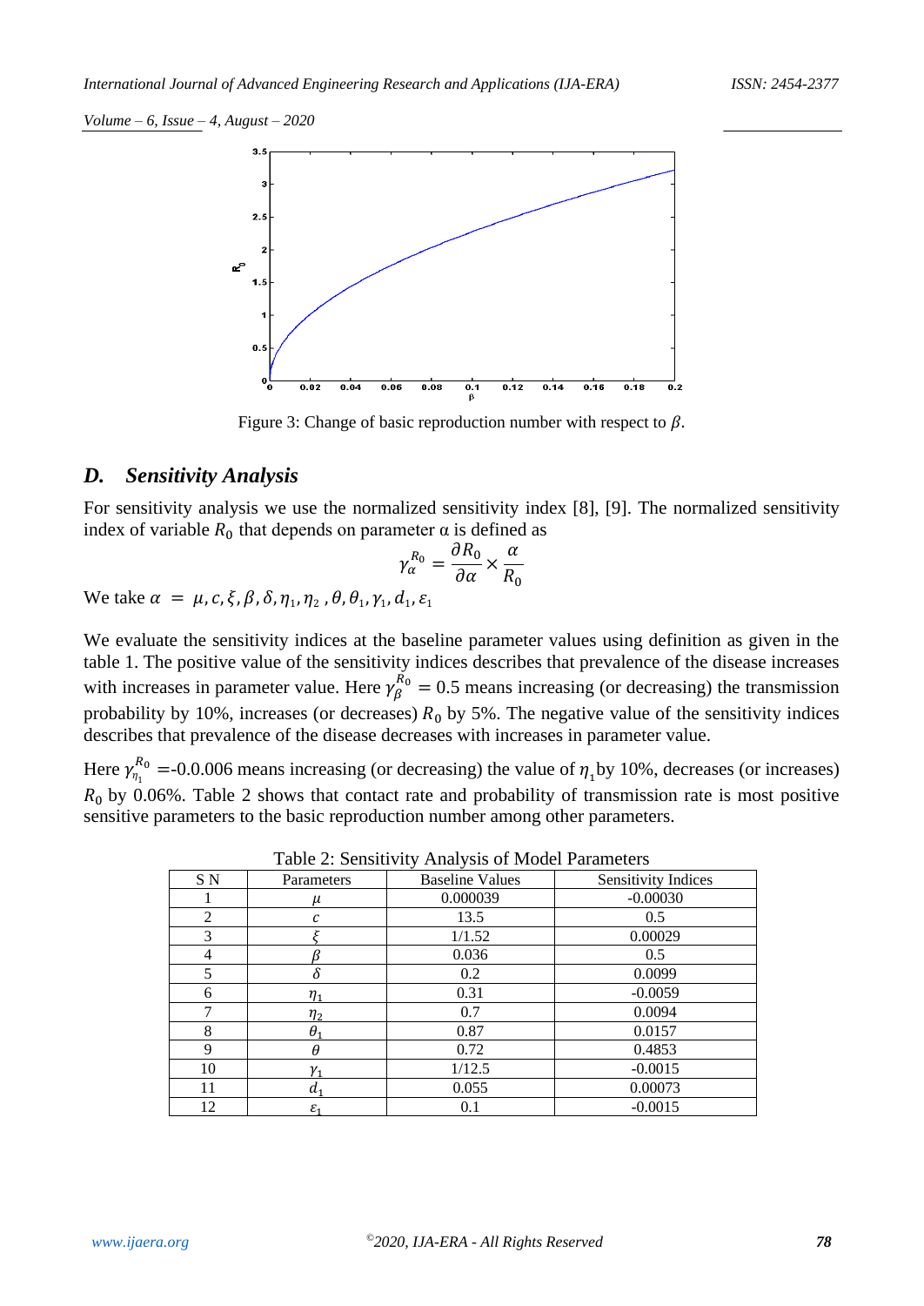Figure 3: Change of basic reproduction number with respect to $\beta$.

### D. *Sensitivity Analysis*

For sensitivity analysis we use the normalized sensitivity index [8], [9]. The normalized sensitivity index of variable $R_0$ that depends on parameter α is defined as

$$\gamma_{\alpha}^{R_0} = \frac{\partial R_0}{\partial \alpha} \times \frac{\alpha}{R_0}$$

We take $\alpha = \mu, c, \xi, \beta, \delta, \eta_1, \eta_2, \theta, \theta_1, \gamma_1, d_1, \varepsilon_1$

We evaluate the sensitivity indices at the baseline parameter values using definition as given in the table 1. The positive value of the sensitivity indices describes that prevalence of the disease increases with increases in parameter value. Here $\gamma_{\beta}^{R_0} = 0.5$ means increasing (or decreasing) the transmission probability by 10%, increases (or decreases) $R_0$ by 5%. The negative value of the sensitivity indices describes that prevalence of the disease decreases with increases in parameter value.

Here $\gamma_{\eta_1}^{R_0}$ =-0.0.006 means increasing (or decreasing) the value of $\eta_1$ by 10%, decreases (or increases) $R_0$ by 0.06%. Table 2 shows that contact rate and probability of transmission rate is most positive sensitive parameters to the basic reproduction number among other parameters.

Table 2: Sensitivity Analysis of Model Parameters

| S N | Parameters | Baseline Values | Sensitivity Indices |
|---|---|---|---|
| 1 | $\mu$ | 0.000039 | -0.00030 |
| 2 | $c$ | 13.5 | 0.5 |
| 3 | $\xi$ | 1/1.52 | 0.00029 |
| 4 | $\beta$ | 0.036 | 0.5 |
| 5 | $\delta$ | 0.2 | 0.0099 |
| 6 | $\eta_1$ | 0.31 | -0.0059 |
| 7 | $\eta_2$ | 0.7 | 0.0094 |
| 8 | $\theta_1$ | 0.87 | 0.0157 |
| 9 | $\theta$ | 0.72 | 0.4853 |
| 10 | $\gamma_1$ | 1/12.5 | -0.0015 |
| 11 | $d_1$ | 0.055 | 0.00073 |
| 12 | $\varepsilon_1$ | 0.1 | -0.0015 |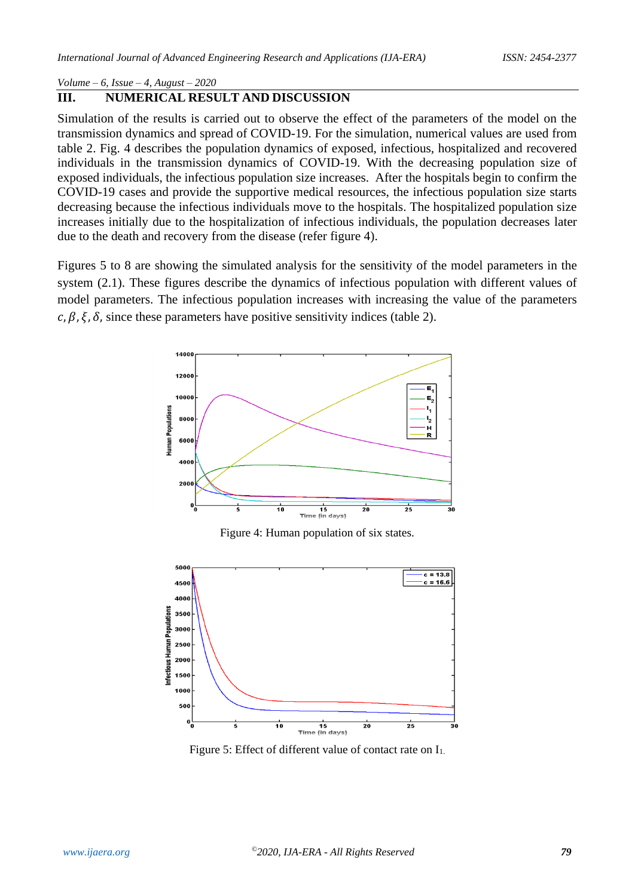## III. NUMERICAL RESULT AND DISCUSSION

Simulation of the results is carried out to observe the effect of the parameters of the model on the transmission dynamics and spread of COVID-19. For the simulation, numerical values are used from table 2. Fig. 4 describes the population dynamics of exposed, infectious, hospitalized and recovered individuals in the transmission dynamics of COVID-19. With the decreasing population size of exposed individuals, the infectious population size increases. After the hospitals begin to confirm the COVID-19 cases and provide the supportive medical resources, the infectious population size starts decreasing because the infectious individuals move to the hospitals. The hospitalized population size increases initially due to the hospitalization of infectious individuals, the population decreases later due to the death and recovery from the disease (refer figure 4).

Figures 5 to 8 are showing the simulated analysis for the sensitivity of the model parameters in the system (2.1). These figures describe the dynamics of infectious population with different values of model parameters. The infectious population increases with increasing the value of the parameters $c, \beta, \xi, \delta,$ since these parameters have positive sensitivity indices (table 2).

Figure 4: Human population of six states.

Figure 5: Effect of different value of contact rate on $I_1$.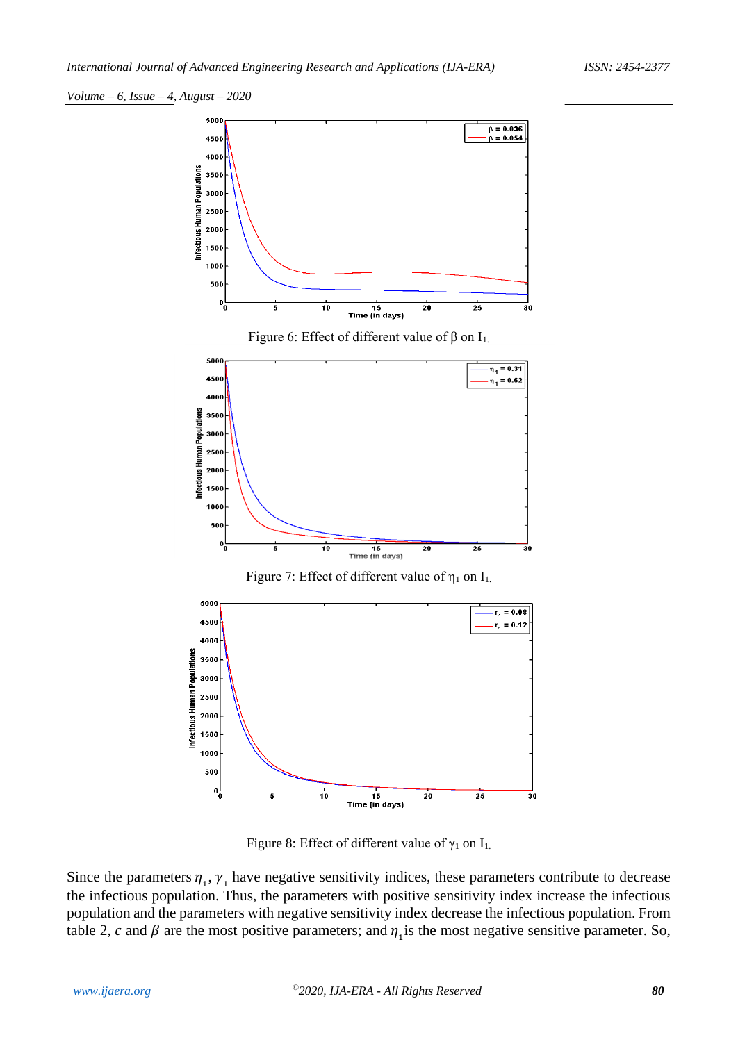Figure 6: Effect of different value of β on $I_1$.

Figure 7: Effect of different value of $\eta_1$ on $I_1$.

Figure 8: Effect of different value of $\gamma_1$ on $I_1$.

Since the parameters $\eta_1, \gamma_1$ have negative sensitivity indices, these parameters contribute to decrease the infectious population. Thus, the parameters with positive sensitivity index increase the infectious population and the parameters with negative sensitivity index decrease the infectious population. From table 2, $c$ and $\beta$ are the most positive parameters; and $\eta_1$ is the most negative sensitive parameter. So,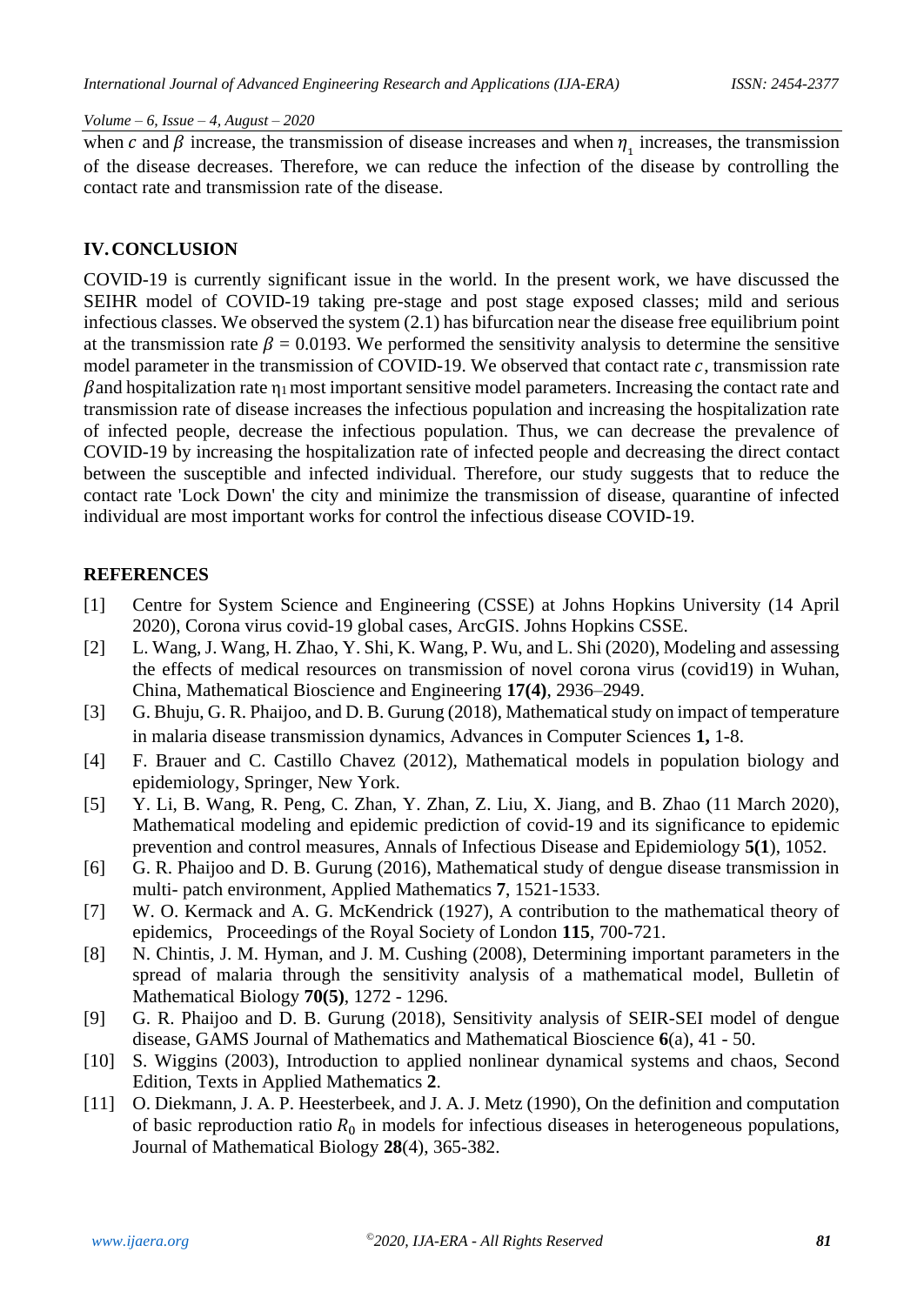when $c$ and $\beta$ increase, the transmission of disease increases and when $\eta_1$ increases, the transmission of the disease decreases. Therefore, we can reduce the infection of the disease by controlling the contact rate and transmission rate of the disease.

## IV. CONCLUSION

COVID-19 is currently significant issue in the world. In the present work, we have discussed the SEIHR model of COVID-19 taking pre-stage and post stage exposed classes; mild and serious infectious classes. We observed the system (2.1) has bifurcation near the disease free equilibrium point at the transmission rate $\beta = 0.0193$. We performed the sensitivity analysis to determine the sensitive model parameter in the transmission of COVID-19. We observed that contact rate $c$, transmission rate $\beta$ and hospitalization rate $\eta_1$ most important sensitive model parameters. Increasing the contact rate and transmission rate of disease increases the infectious population and increasing the hospitalization rate of infected people, decrease the infectious population. Thus, we can decrease the prevalence of COVID-19 by increasing the hospitalization rate of infected people and decreasing the direct contact between the susceptible and infected individual. Therefore, our study suggests that to reduce the contact rate 'Lock Down' the city and minimize the transmission of disease, quarantine of infected individual are most important works for control the infectious disease COVID-19.

## REFERENCES

[1] Centre for System Science and Engineering (CSSE) at Johns Hopkins University (14 April 2020), Corona virus covid-19 global cases, ArcGIS. Johns Hopkins CSSE.

[2] L. Wang, J. Wang, H. Zhao, Y. Shi, K. Wang, P. Wu, and L. Shi (2020), Modeling and assessing the effects of medical resources on transmission of novel corona virus (covid19) in Wuhan, China, Mathematical Bioscience and Engineering **17(4)**, 2936–2949.

[3] G. Bhuju, G. R. Phaijoo, and D. B. Gurung (2018), Mathematical study on impact of temperature in malaria disease transmission dynamics, Advances in Computer Sciences **1,** 1-8.

[4] F. Brauer and C. Castillo Chavez (2012), Mathematical models in population biology and epidemiology, Springer, New York.

[5] Y. Li, B. Wang, R. Peng, C. Zhan, Y. Zhan, Z. Liu, X. Jiang, and B. Zhao (11 March 2020), Mathematical modeling and epidemic prediction of covid-19 and its significance to epidemic prevention and control measures, Annals of Infectious Disease and Epidemiology **5(1**), 1052.

[6] G. R. Phaijoo and D. B. Gurung (2016), Mathematical study of dengue disease transmission in multi- patch environment, Applied Mathematics **7**, 1521-1533.

[7] W. O. Kermack and A. G. McKendrick (1927), A contribution to the mathematical theory of epidemics, Proceedings of the Royal Society of London **115**, 700-721.

[8] N. Chintis, J. M. Hyman, and J. M. Cushing (2008), Determining important parameters in the spread of malaria through the sensitivity analysis of a mathematical model, Bulletin of Mathematical Biology **70(5)**, 1272 - 1296.

[9] G. R. Phaijoo and D. B. Gurung (2018), Sensitivity analysis of SEIR-SEI model of dengue disease, GAMS Journal of Mathematics and Mathematical Bioscience **6**(a), 41 - 50.

[10] S. Wiggins (2003), Introduction to applied nonlinear dynamical systems and chaos, Second Edition, Texts in Applied Mathematics **2**.

[11] O. Diekmann, J. A. P. Heesterbeek, and J. A. J. Metz (1990), On the definition and computation of basic reproduction ratio $R_0$ in models for infectious diseases in heterogeneous populations, Journal of Mathematical Biology **28**(4), 365-382.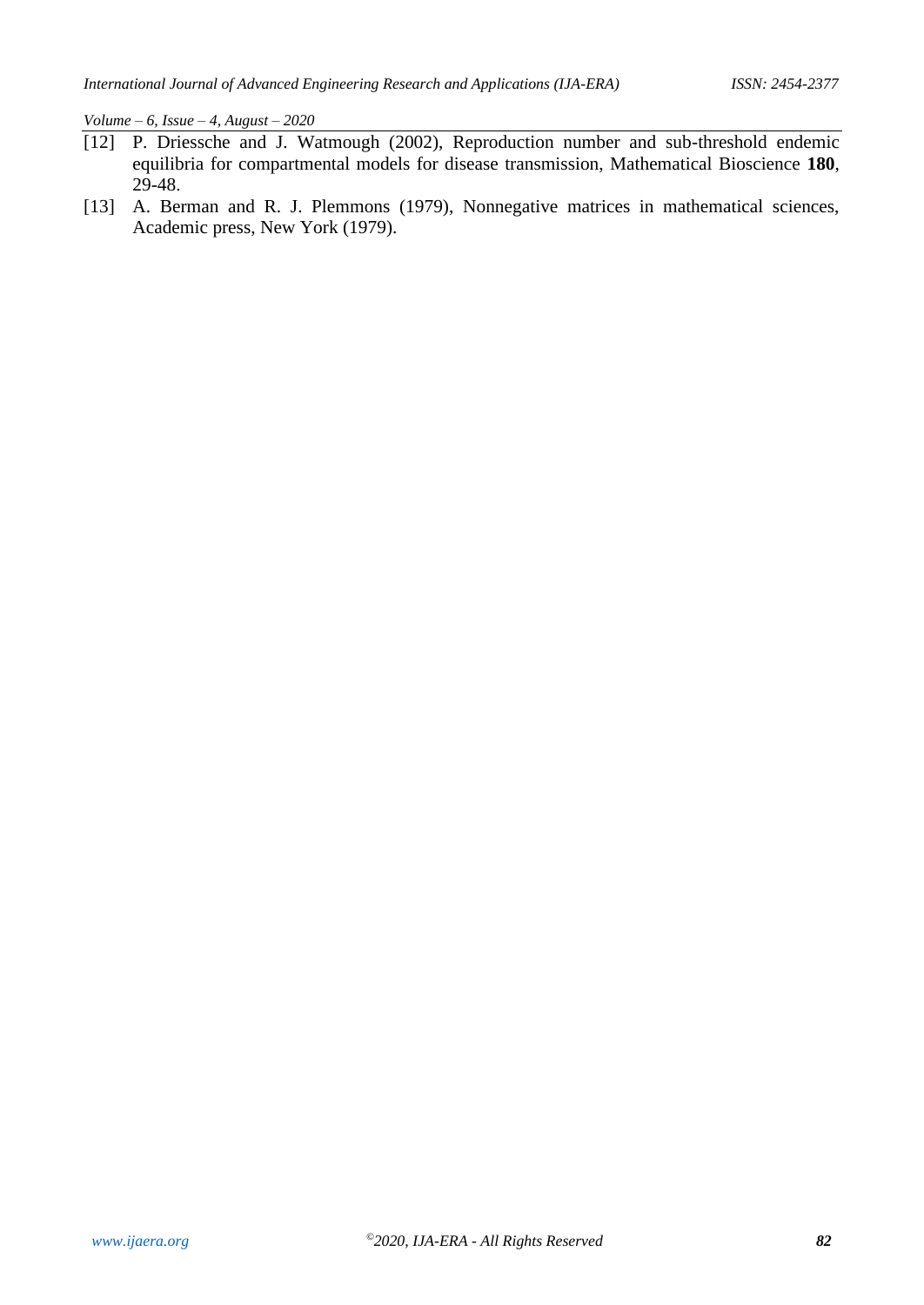[12] P. Driessche and J. Watmough (2002), Reproduction number and sub-threshold endemic equilibria for compartmental models for disease transmission, Mathematical Bioscience **180**, 29-48.

[13] A. Berman and R. J. Plemmons (1979), Nonnegative matrices in mathematical sciences, Academic press, New York (1979).